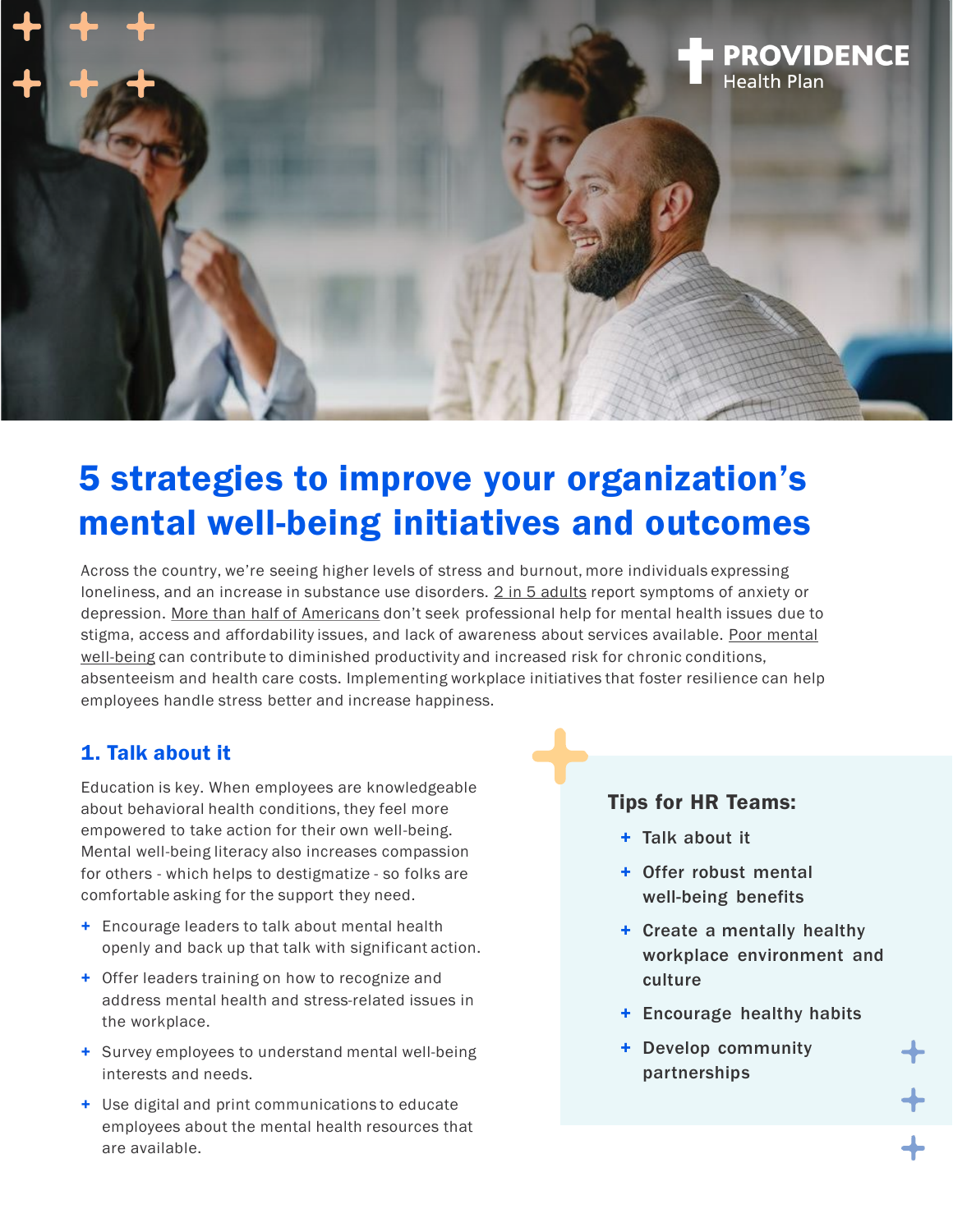# 5 strategies to improve your organization's mental well-being initiatives and outcomes

Across the country, we're seeing higher levels of stress and burnout, more individuals expressing loneliness, and an increase in substance use disorders. 2 in 5 adults report symptoms of anxiety or depression. More than half of Americans don't seek professional help for mental health issues due to stigma, access and affordability issues, and lack of awareness about services available. Poor mental well-being can contribute to diminished productivity and increased risk for chronic conditions, absenteeism and health care costs. Implementing workplace initiatives that foster resilience can help employees handle stress better and increase happiness.

## 1. Talk about it

Education is key. When employees are knowledgeable about behavioral health conditions, they feel more empowered to take action for their own well-being. Mental well-being literacy also increases compassion for others - which helps to destigmatize - so folks are comfortable asking for the support they need.

- Encourage leaders to talk about mental health openly and back up that talk with significant action.
- Offer leaders training on how to recognize and address mental health and stress-related issues in the workplace.
- Survey employees to understand mental well-being interests and needs.
- Use digital and print communications to educate employees about the mental health resources that are available.

### Tips for HR Teams:

- Talk about it
- Offer robust mental well-being benefits
- Create a mentally healthy workplace environment and culture
- Encourage healthy habits
- Develop community partnerships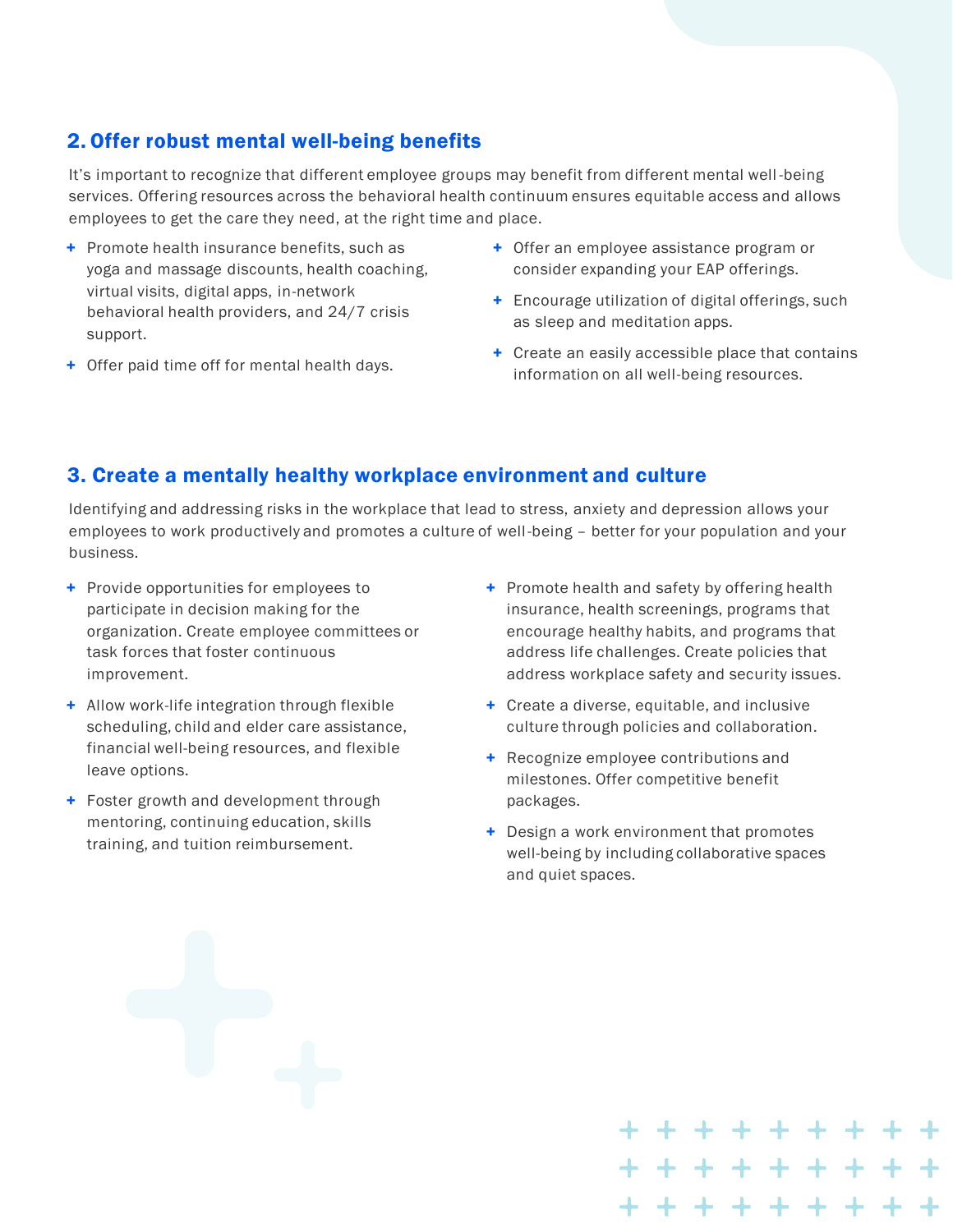## 2. Offer robust mental well-being benefits

It's important to recognize that different employee groups may benefit from different mental well-being services. Offering resources across the behavioral health continuum ensures equitable access and allows employees to get the care they need, at the right time and place.

- Promote health insurance benefits, such as yoga and massage discounts, health coaching, virtual visits, digital apps, in-network behavioral health providers, and 24/7 crisis support.
- Offer paid time off for mental health days.
- Offer an employee assistance program or consider expanding your EAP offerings.
- Encourage utilization of digital offerings, such as sleep and meditation apps.
- Create an easily accessible place that contains information on all well-being resources.

## 3. Create a mentally healthy workplace environment and culture

Identifying and addressing risks in the workplace that lead to stress, anxiety and depression allows your employees to work productively and promotes a culture of well-being – better for your population and your business.

- Provide opportunities for employees to participate in decision making for the organization. Create employee committees or task forces that foster continuous improvement.
- Allow work-life integration through flexible scheduling, child and elder care assistance, financial well-being resources, and flexible leave options.
- Foster growth and development through mentoring, continuing education, skills training, and tuition reimbursement.
- Promote health and safety by offering health insurance, health screenings, programs that encourage healthy habits, and programs that address life challenges. Create policies that address workplace safety and security issues.
- Create a diverse, equitable, and inclusive culture through policies and collaboration.
- Recognize employee contributions and milestones. Offer competitive benefit packages.
- Design a work environment that promotes well-being by including collaborative spaces and quiet spaces.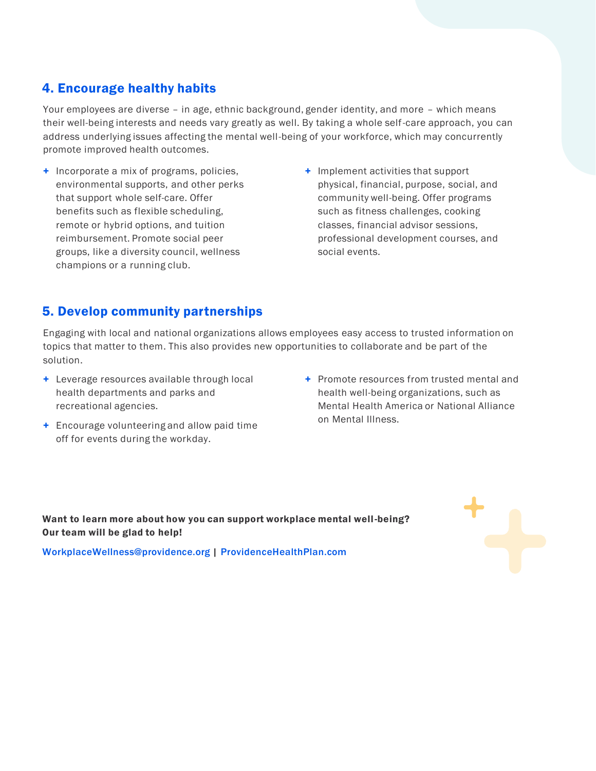## 4. Encourage healthy habits

Your employees are diverse – in age, ethnic background, gender identity, and more – which means their well-being interests and needs vary greatly as well. By taking a whole self-care approach, you can address underlying issues affecting the mental well-being of your workforce, which may concurrently promote improved health outcomes.

- Incorporate a mix of programs, policies, environmental supports, and other perks that support whole self-care. Offer benefits such as flexible scheduling, remote or hybrid options, and tuition reimbursement. Promote social peer groups, like a diversity council, wellness champions or a running club.
- Implement activities that support physical, financial, purpose, social, and community well-being. Offer programs such as fitness challenges, cooking classes, financial advisor sessions, professional development courses, and social events.

## 5. Develop community partnerships

Engaging with local and national organizations allows employees easy access to trusted information on topics that matter to them. This also provides new opportunities to collaborate and be part of the solution.

- Leverage resources available through local health departments and parks and recreational agencies.
- Encourage volunteering and allow paid time off for events during the workday.
- Promote resources from trusted mental and health well-being organizations, such as Mental Health America or National Alliance on Mental Illness.

**Want to learn more about how you can support workplace mental well-being? Our team will be glad to help!**

WorkplaceWellness@providence.org | ProvidenceHealthPlan.com